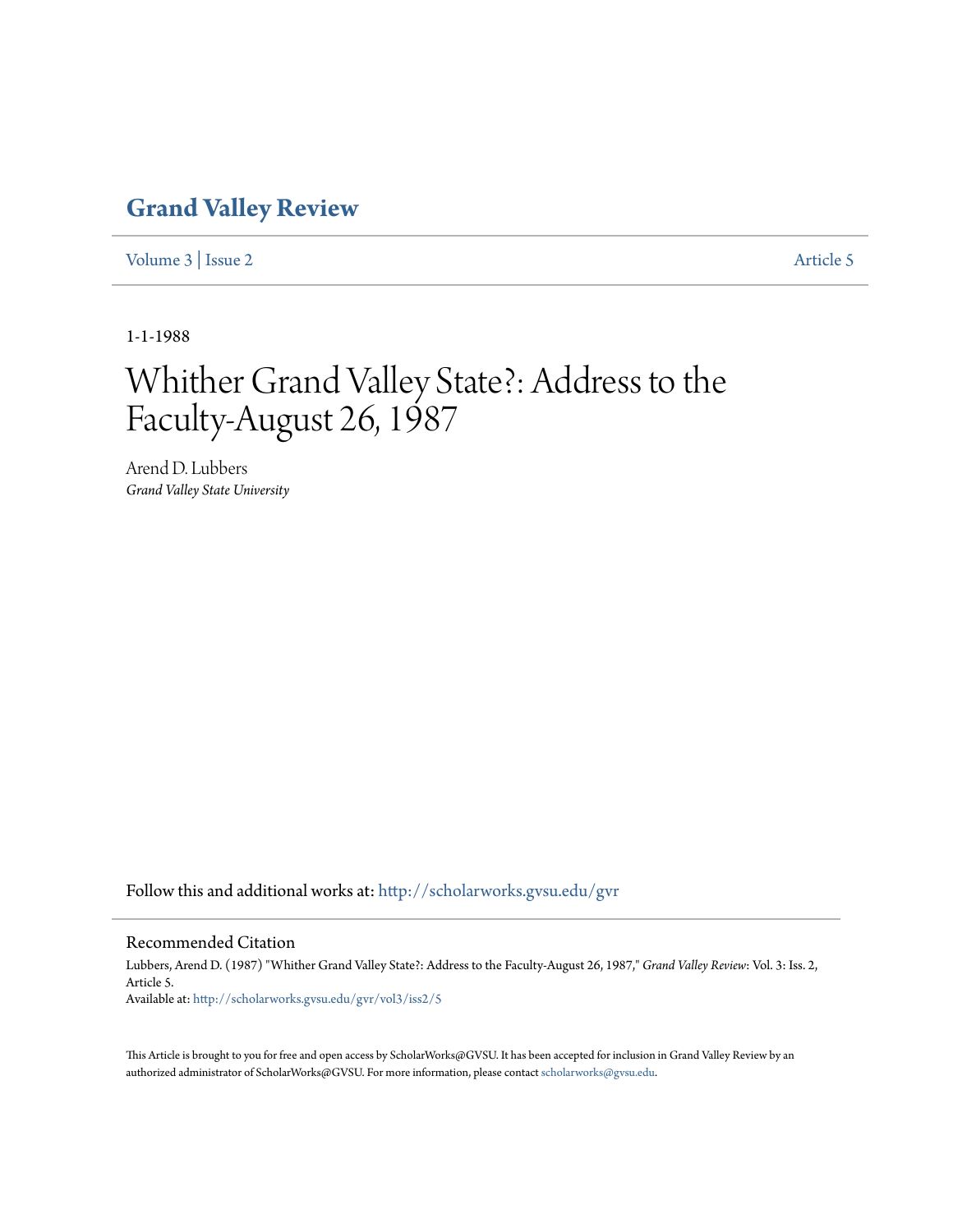# Grand Valley Review

Volume 3 | Issue 2 Article 5

1-1-1988

# Whither Grand Valley State?: Address to the Faculty-August 26, 1987

Arend D. Lubbers
*Grand Valley State University*

Follow this and additional works at: http://scholarworks.gvsu.edu/gvr

## Recommended Citation

Lubbers, Arend D. (1987) "Whither Grand Valley State?: Address to the Faculty-August 26, 1987," *Grand Valley Review*: Vol. 3: Iss. 2, Article 5.
Available at: http://scholarworks.gvsu.edu/gvr/vol3/iss2/5

This Article is brought to you for free and open access by ScholarWorks@GVSU. It has been accepted for inclusion in Grand Valley Review by an authorized administrator of ScholarWorks@GVSU. For more information, please contact scholarworks@gvsu.edu.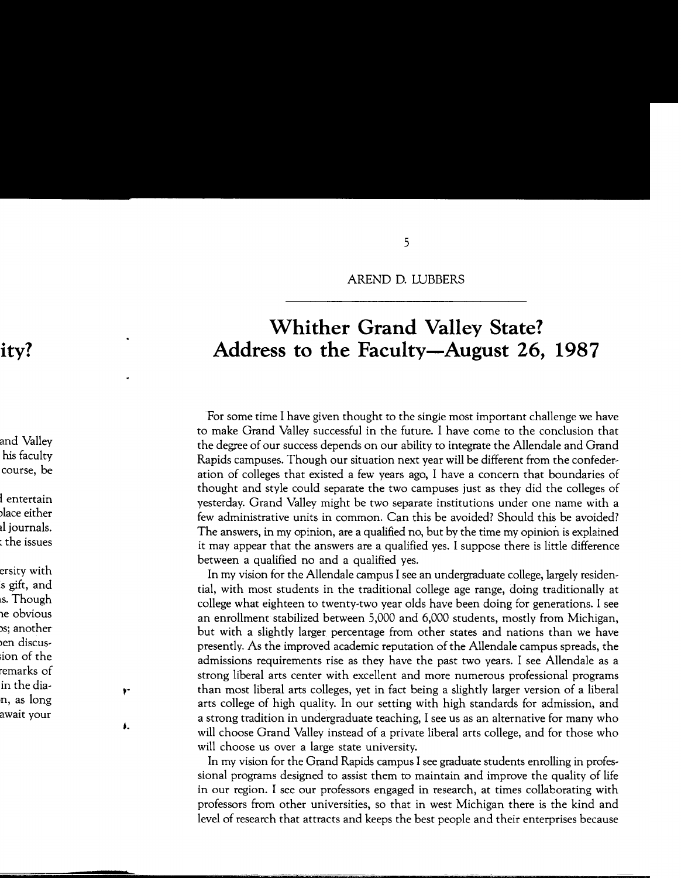## 5

AREND D. LUBBERS

# Whither Grand Valley State? Address to the Faculty—August 26, 1987

For some time I have given thought to the single most important challenge we have to make Grand Valley successful in the future. I have come to the conclusion that the degree of our success depends on our ability to integrate the Allendale and Grand Rapids campuses. Though our situation next year will be different from the confederation of colleges that existed a few years ago, I have a concern that boundaries of thought and style could separate the two campuses just as they did the colleges of yesterday. Grand Valley might be two separate institutions under one name with a few administrative units in common. Can this be avoided? Should this be avoided? The answers, in my opinion, are a qualified no, but by the time my opinion is explained it may appear that the answers are a qualified yes. I suppose there is little difference between a qualified no and a qualified yes.

In my vision for the Allendale campus I see an undergraduate college, largely residential, with most students in the traditional college age range, doing traditionally at college what eighteen to twenty-two year olds have been doing for generations. I see an enrollment stabilized between 5,000 and 6,000 students, mostly from Michigan, but with a slightly larger percentage from other states and nations than we have presently. As the improved academic reputation of the Allendale campus spreads, the admissions requirements rise as they have the past two years. I see Allendale as a strong liberal arts center with excellent and more numerous professional programs than most liberal arts colleges, yet in fact being a slightly larger version of a liberal arts college of high quality. In our setting with high standards for admission, and a strong tradition in undergraduate teaching, I see us as an alternative for many who will choose Grand Valley instead of a private liberal arts college, and for those who will choose us over a large state university.

In my vision for the Grand Rapids campus I see graduate students enrolling in professional programs designed to assist them to maintain and improve the quality of life in our region. I see our professors engaged in research, at times collaborating with professors from other universities, so that in west Michigan there is the kind and level of research that attracts and keeps the best people and their enterprises because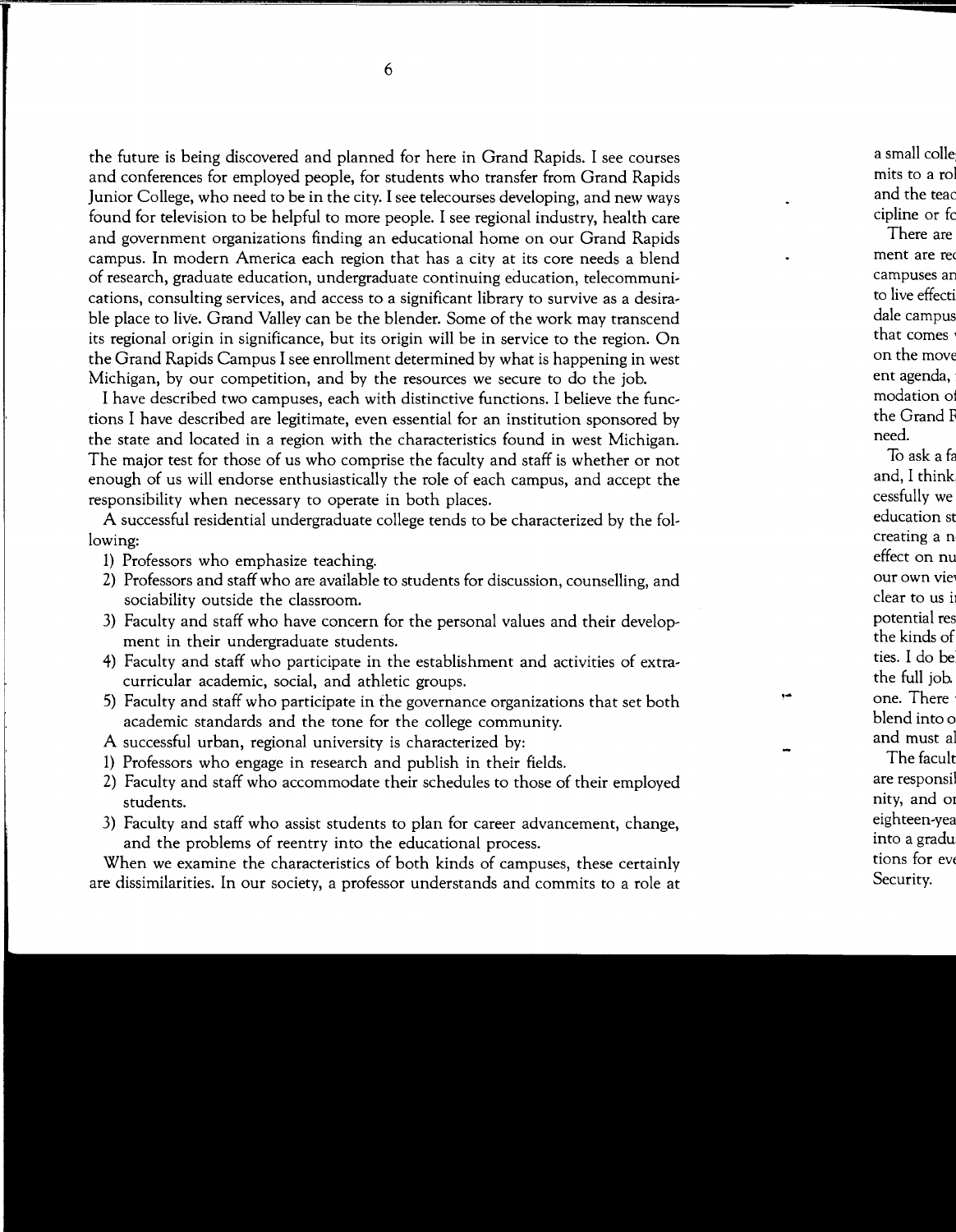the future is being discovered and planned for here in Grand Rapids. I see courses and conferences for employed people, for students who transfer from Grand Rapids Junior College, who need to be in the city. I see telecourses developing, and new ways found for television to be helpful to more people. I see regional industry, health care and government organizations finding an educational home on our Grand Rapids campus. In modern America each region that has a city at its core needs a blend of research, graduate education, undergraduate continuing education, telecommunications, consulting services, and access to a significant library to survive as a desirable place to live. Grand Valley can be the blender. Some of the work may transcend its regional origin in significance, but its origin will be in service to the region. On the Grand Rapids Campus I see enrollment determined by what is happening in west Michigan, by our competition, and by the resources we secure to do the job.

I have described two campuses, each with distinctive functions. I believe the functions I have described are legitimate, even essential for an institution sponsored by the state and located in a region with the characteristics found in west Michigan. The major test for those of us who comprise the faculty and staff is whether or not enough of us will endorse enthusiastically the role of each campus, and accept the responsibility when necessary to operate in both places.

A successful residential undergraduate college tends to be characterized by the following:

1) Professors who emphasize teaching.
2) Professors and staff who are available to students for discussion, counselling, and sociability outside the classroom.
3) Faculty and staff who have concern for the personal values and their development in their undergraduate students.
4) Faculty and staff who participate in the establishment and activities of extracurricular academic, social, and athletic groups.
5) Faculty and staff who participate in the governance organizations that set both academic standards and the tone for the college community.

A successful urban, regional university is characterized by:

1) Professors who engage in research and publish in their fields.
2) Faculty and staff who accommodate their schedules to those of their employed students.
3) Faculty and staff who assist students to plan for career advancement, change, and the problems of reentry into the educational process.

When we examine the characteristics of both kinds of campuses, these certainly are dissimilarities. In our society, a professor understands and commits to a role at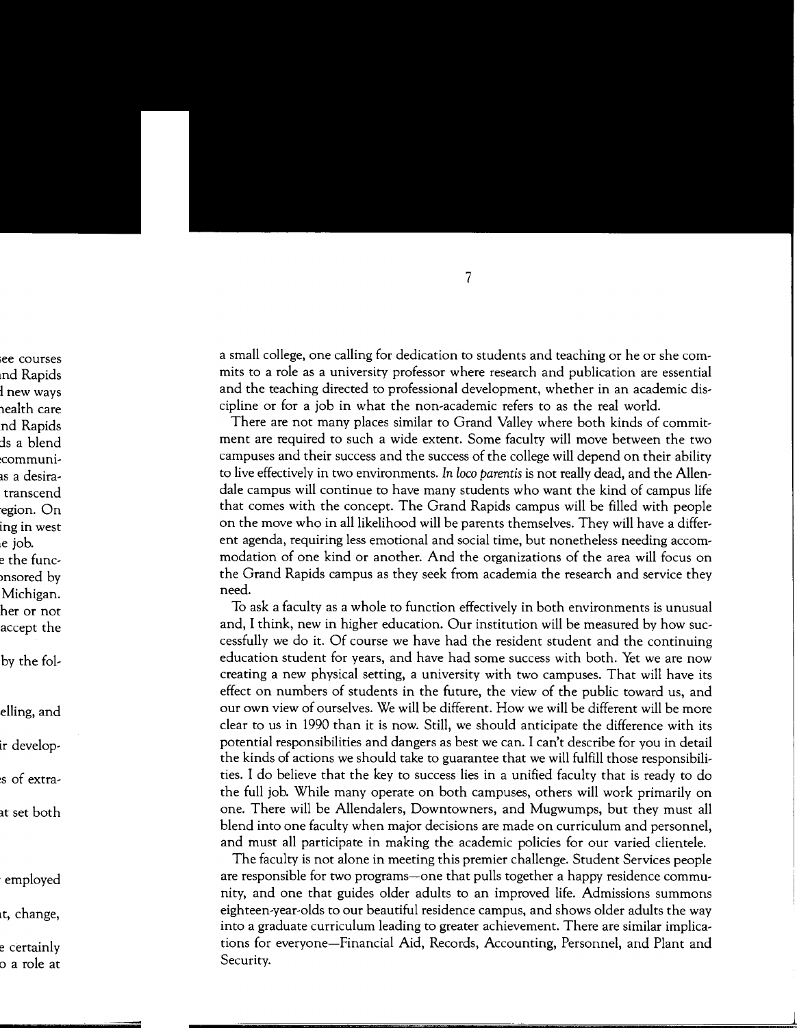a small college, one calling for dedication to students and teaching or he or she commits to a role as a university professor where research and publication are essential and the teaching directed to professional development, whether in an academic discipline or for a job in what the non-academic refers to as the real world.

There are not many places similar to Grand Valley where both kinds of commitment are required to such a wide extent. Some faculty will move between the two campuses and their success and the success of the college will depend on their ability to live effectively in two environments. *In loco parentis* is not really dead, and the Allendale campus will continue to have many students who want the kind of campus life that comes with the concept. The Grand Rapids campus will be filled with people on the move who in all likelihood will be parents themselves. They will have a different agenda, requiring less emotional and social time, but nonetheless needing accommodation of one kind or another. And the organizations of the area will focus on the Grand Rapids campus as they seek from academia the research and service they need.

To ask a faculty as a whole to function effectively in both environments is unusual and, I think, new in higher education. Our institution will be measured by how successfully we do it. Of course we have had the resident student and the continuing education student for years, and have had some success with both. Yet we are now creating a new physical setting, a university with two campuses. That will have its effect on numbers of students in the future, the view of the public toward us, and our own view of ourselves. We will be different. How we will be different will be more clear to us in 1990 than it is now. Still, we should anticipate the difference with its potential responsibilities and dangers as best we can. I can't describe for you in detail the kinds of actions we should take to guarantee that we will fulfill those responsibilities. I do believe that the key to success lies in a unified faculty that is ready to do the full job. While many operate on both campuses, others will work primarily on one. There will be Allendalers, Downtowners, and Mugwumps, but they must all blend into one faculty when major decisions are made on curriculum and personnel, and must all participate in making the academic policies for our varied clientele.

The faculty is not alone in meeting this premier challenge. Student Services people are responsible for two programs—one that pulls together a happy residence community, and one that guides older adults to an improved life. Admissions summons eighteen-year-olds to our beautiful residence campus, and shows older adults the way into a graduate curriculum leading to greater achievement. There are similar implications for everyone—Financial Aid, Records, Accounting, Personnel, and Plant and Security.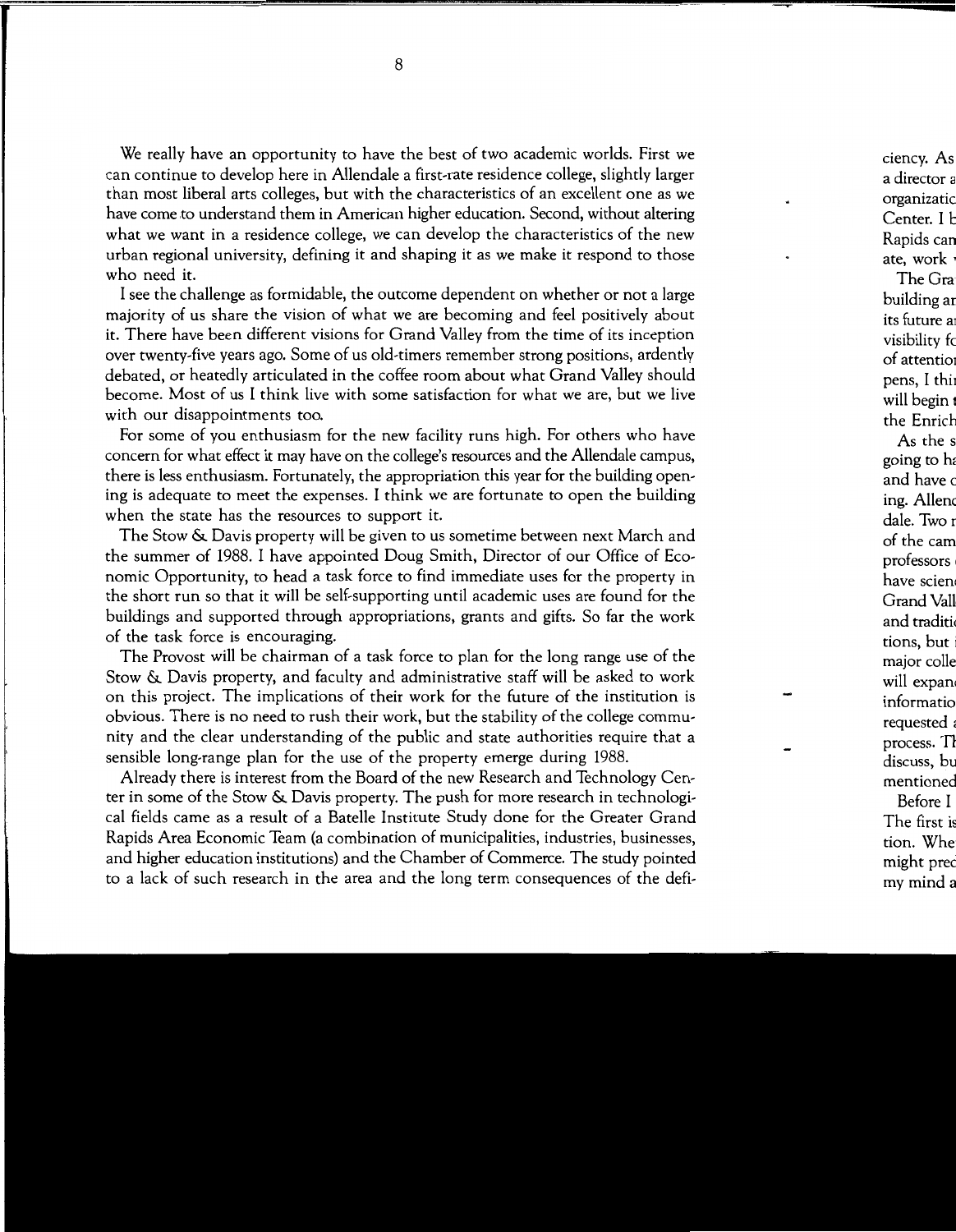We really have an opportunity to have the best of two academic worlds. First we can continue to develop here in Allendale a first-rate residence college, slightly larger than most liberal arts colleges, but with the characteristics of an excellent one as we have come to understand them in American higher education. Second, without altering what we want in a residence college, we can develop the characteristics of the new urban regional university, defining it and shaping it as we make it respond to those who need it.

I see the challenge as formidable, the outcome dependent on whether or not a large majority of us share the vision of what we are becoming and feel positively about it. There have been different visions for Grand Valley from the time of its inception over twenty-five years ago. Some of us old-timers remember strong positions, ardently debated, or heatedly articulated in the coffee room about what Grand Valley should become. Most of us I think live with some satisfaction for what we are, but we live with our disappointments too.

For some of you enthusiasm for the new facility runs high. For others who have concern for what effect it may have on the college's resources and the Allendale campus, there is less enthusiasm. Fortunately, the appropriation this year for the building opening is adequate to meet the expenses. I think we are fortunate to open the building when the state has the resources to support it.

The Stow & Davis property will be given to us sometime between next March and the summer of 1988. I have appointed Doug Smith, Director of our Office of Economic Opportunity, to head a task force to find immediate uses for the property in the short run so that it will be self-supporting until academic uses are found for the buildings and supported through appropriations, grants and gifts. So far the work of the task force is encouraging.

The Provost will be chairman of a task force to plan for the long range use of the Stow & Davis property, and faculty and administrative staff will be asked to work on this project. The implications of their work for the future of the institution is obvious. There is no need to rush their work, but the stability of the college community and the clear understanding of the public and state authorities require that a sensible long-range plan for the use of the property emerge during 1988.

Already there is interest from the Board of the new Research and Technology Center in some of the Stow & Davis property. The push for more research in technological fields came as a result of a Batelle Institute Study done for the Greater Grand Rapids Area Economic Team (a combination of municipalities, industries, businesses, and higher education institutions) and the Chamber of Commerce. The study pointed to a lack of such research in the area and the long term consequences of the defi-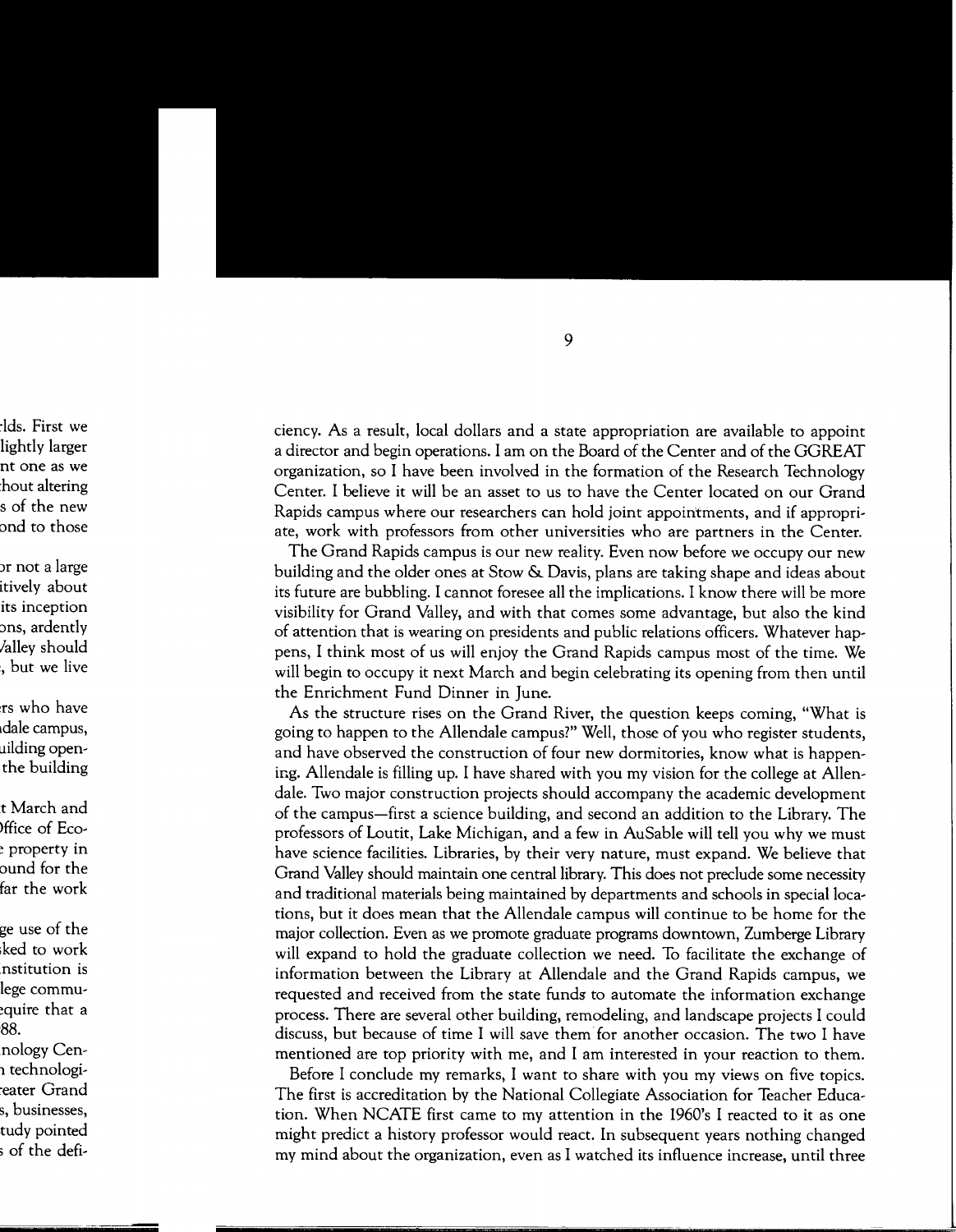ciency. As a result, local dollars and a state appropriation are available to appoint a director and begin operations. I am on the Board of the Center and of the GGREAT organization, so I have been involved in the formation of the Research Technology Center. I believe it will be an asset to us to have the Center located on our Grand Rapids campus where our researchers can hold joint appointments, and if appropriate, work with professors from other universities who are partners in the Center.

The Grand Rapids campus is our new reality. Even now before we occupy our new building and the older ones at Stow & Davis, plans are taking shape and ideas about its future are bubbling. I cannot foresee all the implications. I know there will be more visibility for Grand Valley, and with that comes some advantage, but also the kind of attention that is wearing on presidents and public relations officers. Whatever happens, I think most of us will enjoy the Grand Rapids campus most of the time. We will begin to occupy it next March and begin celebrating its opening from then until the Enrichment Fund Dinner in June.

As the structure rises on the Grand River, the question keeps coming, "What is going to happen to the Allendale campus?" Well, those of you who register students, and have observed the construction of four new dormitories, know what is happening. Allendale is filling up. I have shared with you my vision for the college at Allendale. Two major construction projects should accompany the academic development of the campus—first a science building, and second an addition to the Library. The professors of Loutit, Lake Michigan, and a few in AuSable will tell you why we must have science facilities. Libraries, by their very nature, must expand. We believe that Grand Valley should maintain one central library. This does not preclude some necessity and traditional materials being maintained by departments and schools in special locations, but it does mean that the Allendale campus will continue to be home for the major collection. Even as we promote graduate programs downtown, Zumberge Library will expand to hold the graduate collection we need. To facilitate the exchange of information between the Library at Allendale and the Grand Rapids campus, we requested and received from the state funds to automate the information exchange process. There are several other building, remodeling, and landscape projects I could discuss, but because of time I will save them for another occasion. The two I have mentioned are top priority with me, and I am interested in your reaction to them.

Before I conclude my remarks, I want to share with you my views on five topics. The first is accreditation by the National Collegiate Association for Teacher Education. When NCATE first came to my attention in the 1960's I reacted to it as one might predict a history professor would react. In subsequent years nothing changed my mind about the organization, even as I watched its influence increase, until three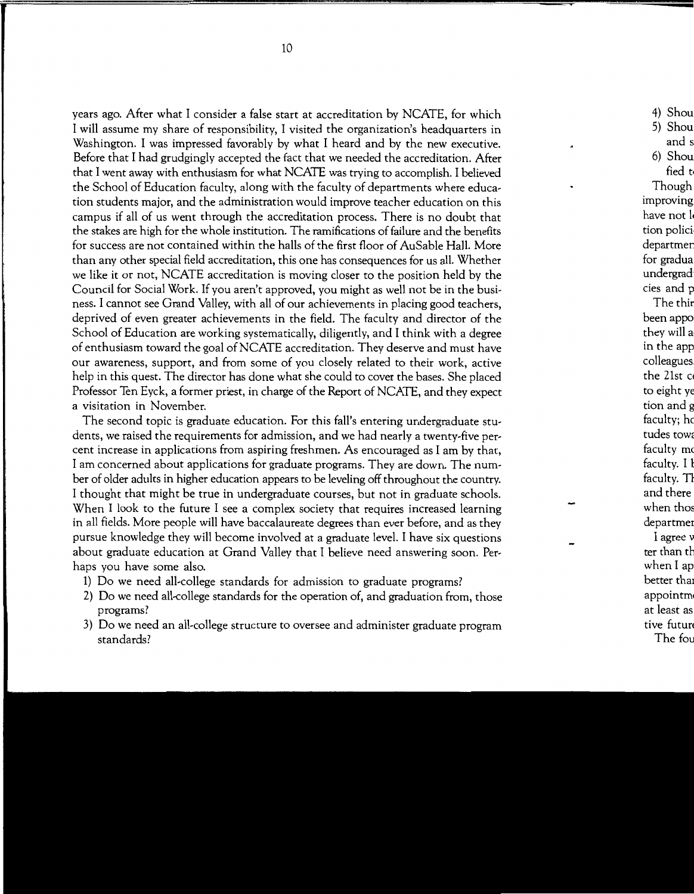years ago. After what I consider a false start at accreditation by NCATE, for which I will assume my share of responsibility, I visited the organization's headquarters in Washington. I was impressed favorably by what I heard and by the new executive. Before that I had grudgingly accepted the fact that we needed the accreditation. After that I went away with enthusiasm for what NCATE was trying to accomplish. I believed the School of Education faculty, along with the faculty of departments where education students major, and the administration would improve teacher education on this campus if all of us went through the accreditation process. There is no doubt that the stakes are high for the whole institution. The ramifications of failure and the benefits for success are not contained within the halls of the first floor of AuSable Hall. More than any other special field accreditation, this one has consequences for us all. Whether we like it or not, NCATE accreditation is moving closer to the position held by the Council for Social Work. If you aren't approved, you might as well not be in the business. I cannot see Grand Valley, with all of our achievements in placing good teachers, deprived of even greater achievements in the field. The faculty and director of the School of Education are working systematically, diligently, and I think with a degree of enthusiasm toward the goal of NCATE accreditation. They deserve and must have our awareness, support, and from some of you closely related to their work, active help in this quest. The director has done what she could to cover the bases. She placed Professor Ten Eyck, a former priest, in charge of the Report of NCATE, and they expect a visitation in November.

The second topic is graduate education. For this fall's entering undergraduate students, we raised the requirements for admission, and we had nearly a twenty-five percent increase in applications from aspiring freshmen. As encouraged as I am by that, I am concerned about applications for graduate programs. They are down. The number of older adults in higher education appears to be leveling off throughout the country. I thought that might be true in undergraduate courses, but not in graduate schools. When I look to the future I see a complex society that requires increased learning in all fields. More people will have baccalaureate degrees than ever before, and as they pursue knowledge they will become involved at a graduate level. I have six questions about graduate education at Grand Valley that I believe need answering soon. Perhaps you have some also.

1) Do we need all-college standards for admission to graduate programs?
2) Do we need all-college standards for the operation of, and graduation from, those programs?
3) Do we need an all-college structure to oversee and administer graduate program standards?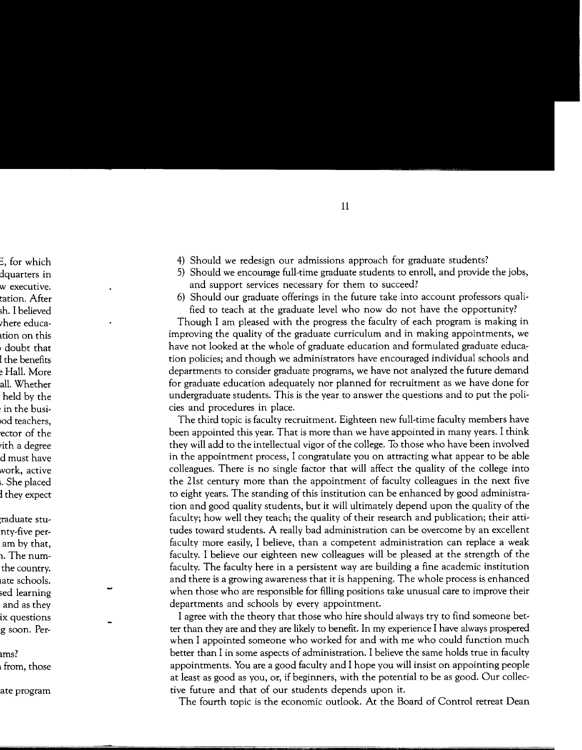4) Should we redesign our admissions approach for graduate students?
5) Should we encourage full-time graduate students to enroll, and provide the jobs, and support services necessary for them to succeed?
6) Should our graduate offerings in the future take into account professors qualified to teach at the graduate level who now do not have the opportunity?

Though I am pleased with the progress the faculty of each program is making in improving the quality of the graduate curriculum and in making appointments, we have not looked at the whole of graduate education and formulated graduate education policies; and though we administrators have encouraged individual schools and departments to consider graduate programs, we have not analyzed the future demand for graduate education adequately nor planned for recruitment as we have done for undergraduate students. This is the year to answer the questions and to put the policies and procedures in place.

The third topic is faculty recruitment. Eighteen new full-time faculty members have been appointed this year. That is more than we have appointed in many years. I think they will add to the intellectual vigor of the college. To those who have been involved in the appointment process, I congratulate you on attracting what appear to be able colleagues. There is no single factor that will affect the quality of the college into the 21st century more than the appointment of faculty colleagues in the next five to eight years. The standing of this institution can be enhanced by good administration and good quality students, but it will ultimately depend upon the quality of the faculty; how well they teach; the quality of their research and publication; their attitudes toward students. A really bad administration can be overcome by an excellent faculty more easily, I believe, than a competent administration can replace a weak faculty. I believe our eighteen new colleagues will be pleased at the strength of the faculty. The faculty here in a persistent way are building a fine academic institution and there is a growing awareness that it is happening. The whole process is enhanced when those who are responsible for filling positions take unusual care to improve their departments and schools by every appointment.

I agree with the theory that those who hire should always try to find someone better than they are and they are likely to benefit. In my experience I have always prospered when I appointed someone who worked for and with me who could function much better than I in some aspects of administration. I believe the same holds true in faculty appointments. You are a good faculty and I hope you will insist on appointing people at least as good as you, or, if beginners, with the potential to be as good. Our collective future and that of our students depends upon it.

The fourth topic is the economic outlook. At the Board of Control retreat Dean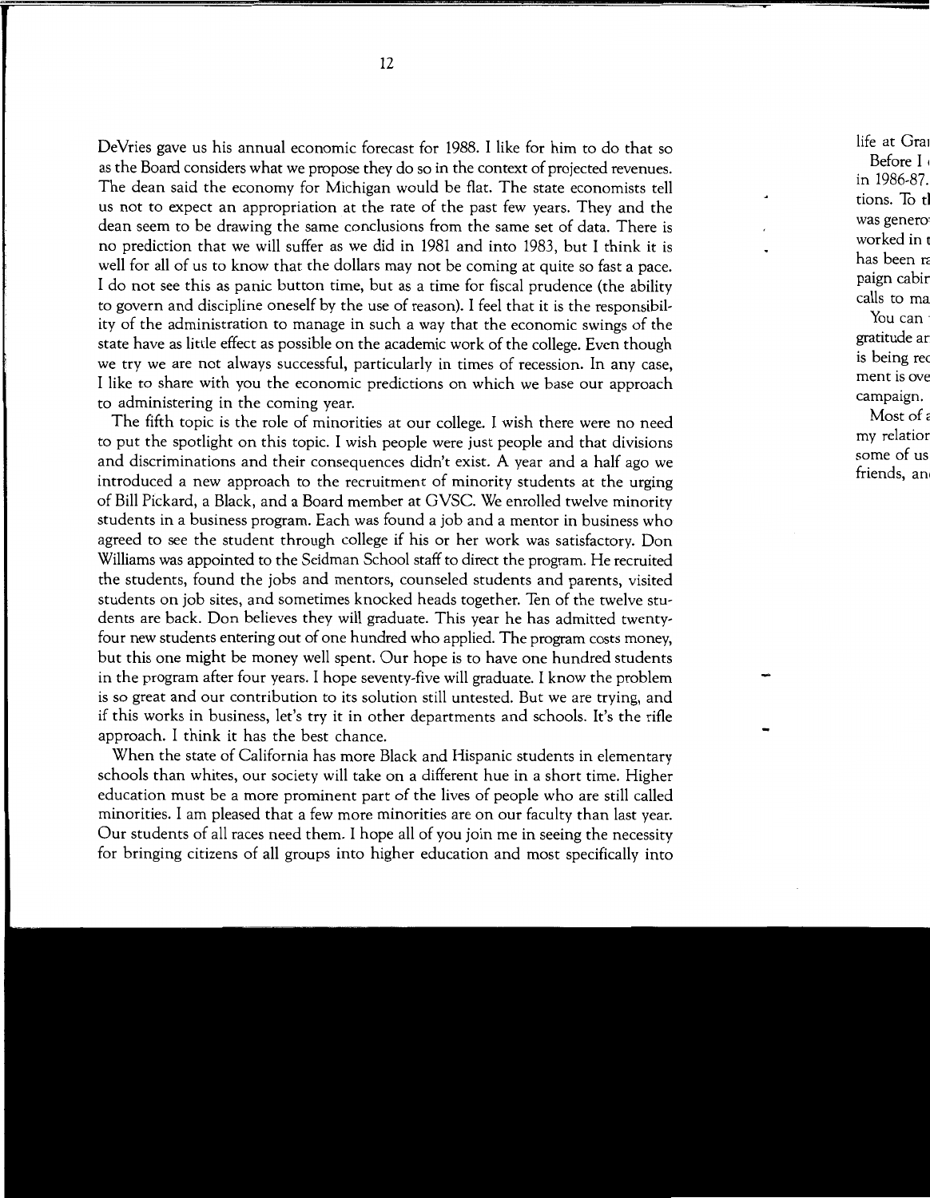DeVries gave us his annual economic forecast for 1988. I like for him to do that so as the Board considers what we propose they do so in the context of projected revenues. The dean said the economy for Michigan would be flat. The state economists tell us not to expect an appropriation at the rate of the past few years. They and the dean seem to be drawing the same conclusions from the same set of data. There is no prediction that we will suffer as we did in 1981 and into 1983, but I think it is well for all of us to know that the dollars may not be coming at quite so fast a pace. I do not see this as panic button time, but as a time for fiscal prudence (the ability to govern and discipline oneself by the use of reason). I feel that it is the responsibility of the administration to manage in such a way that the economic swings of the state have as little effect as possible on the academic work of the college. Even though we try we are not always successful, particularly in times of recession. In any case, I like to share with you the economic predictions on which we base our approach to administering in the coming year.

The fifth topic is the role of minorities at our college. I wish there were no need to put the spotlight on this topic. I wish people were just people and that divisions and discriminations and their consequences didn't exist. A year and a half ago we introduced a new approach to the recruitment of minority students at the urging of Bill Pickard, a Black, and a Board member at GVSC. We enrolled twelve minority students in a business program. Each was found a job and a mentor in business who agreed to see the student through college if his or her work was satisfactory. Don Williams was appointed to the Seidman School staff to direct the program. He recruited the students, found the jobs and mentors, counseled students and parents, visited students on job sites, and sometimes knocked heads together. Ten of the twelve students are back. Don believes they will graduate. This year he has admitted twenty-four new students entering out of one hundred who applied. The program costs money, but this one might be money well spent. Our hope is to have one hundred students in the program after four years. I hope seventy-five will graduate. I know the problem is so great and our contribution to its solution still untested. But we are trying, and if this works in business, let's try it in other departments and schools. It's the rifle approach. I think it has the best chance.

When the state of California has more Black and Hispanic students in elementary schools than whites, our society will take on a different hue in a short time. Higher education must be a more prominent part of the lives of people who are still called minorities. I am pleased that a few more minorities are on our faculty than last year. Our students of all races need them. I hope all of you join me in seeing the necessity for bringing citizens of all groups into higher education and most specifically into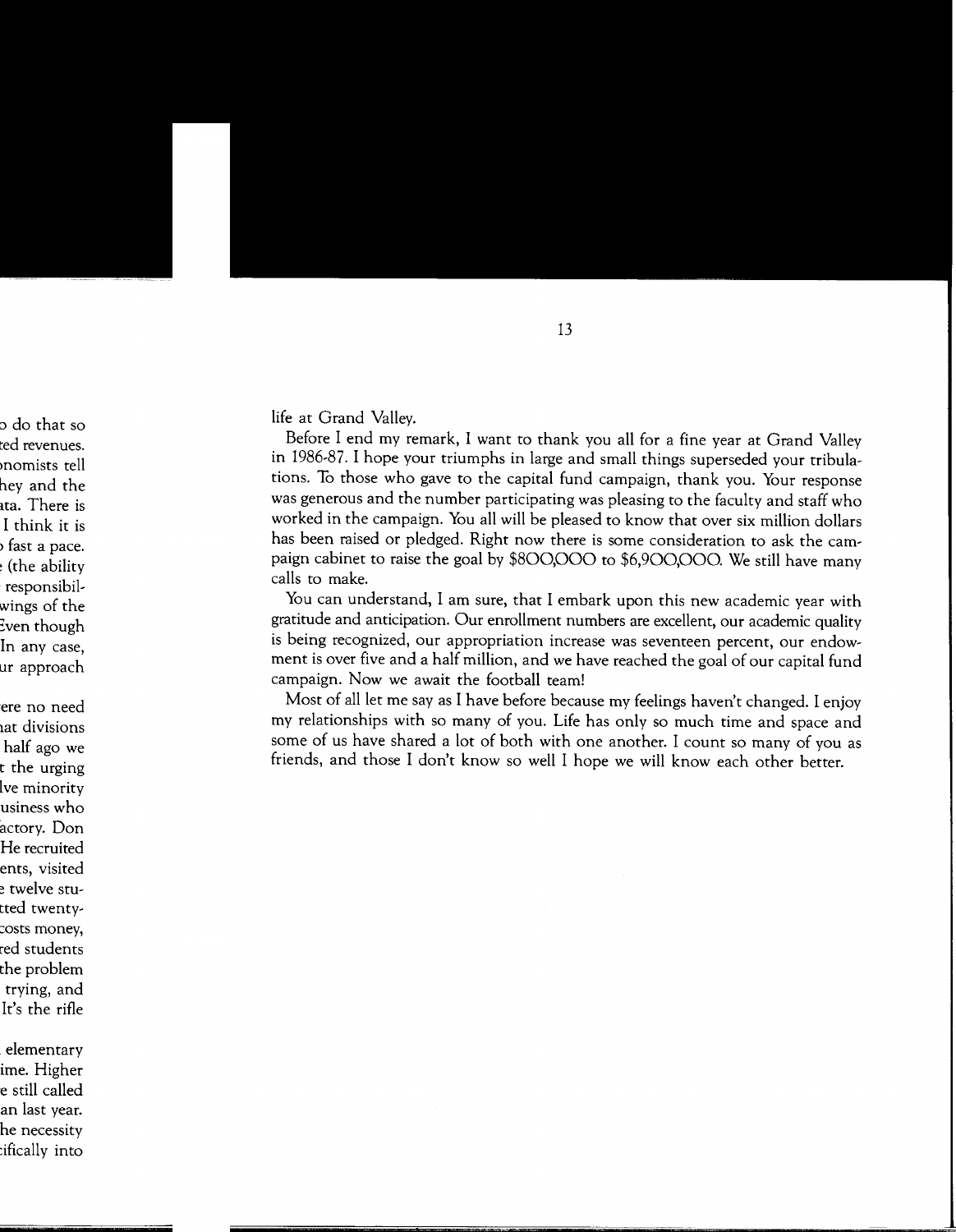life at Grand Valley.

Before I end my remark, I want to thank you all for a fine year at Grand Valley in 1986-87. I hope your triumphs in large and small things superseded your tribulations. To those who gave to the capital fund campaign, thank you. Your response was generous and the number participating was pleasing to the faculty and staff who worked in the campaign. You all will be pleased to know that over six million dollars has been raised or pledged. Right now there is some consideration to ask the campaign cabinet to raise the goal by $800,000 to $6,900,000. We still have many calls to make.

You can understand, I am sure, that I embark upon this new academic year with gratitude and anticipation. Our enrollment numbers are excellent, our academic quality is being recognized, our appropriation increase was seventeen percent, our endowment is over five and a half million, and we have reached the goal of our capital fund campaign. Now we await the football team!

Most of all let me say as I have before because my feelings haven't changed. I enjoy my relationships with so many of you. Life has only so much time and space and some of us have shared a lot of both with one another. I count so many of you as friends, and those I don't know so well I hope we will know each other better.